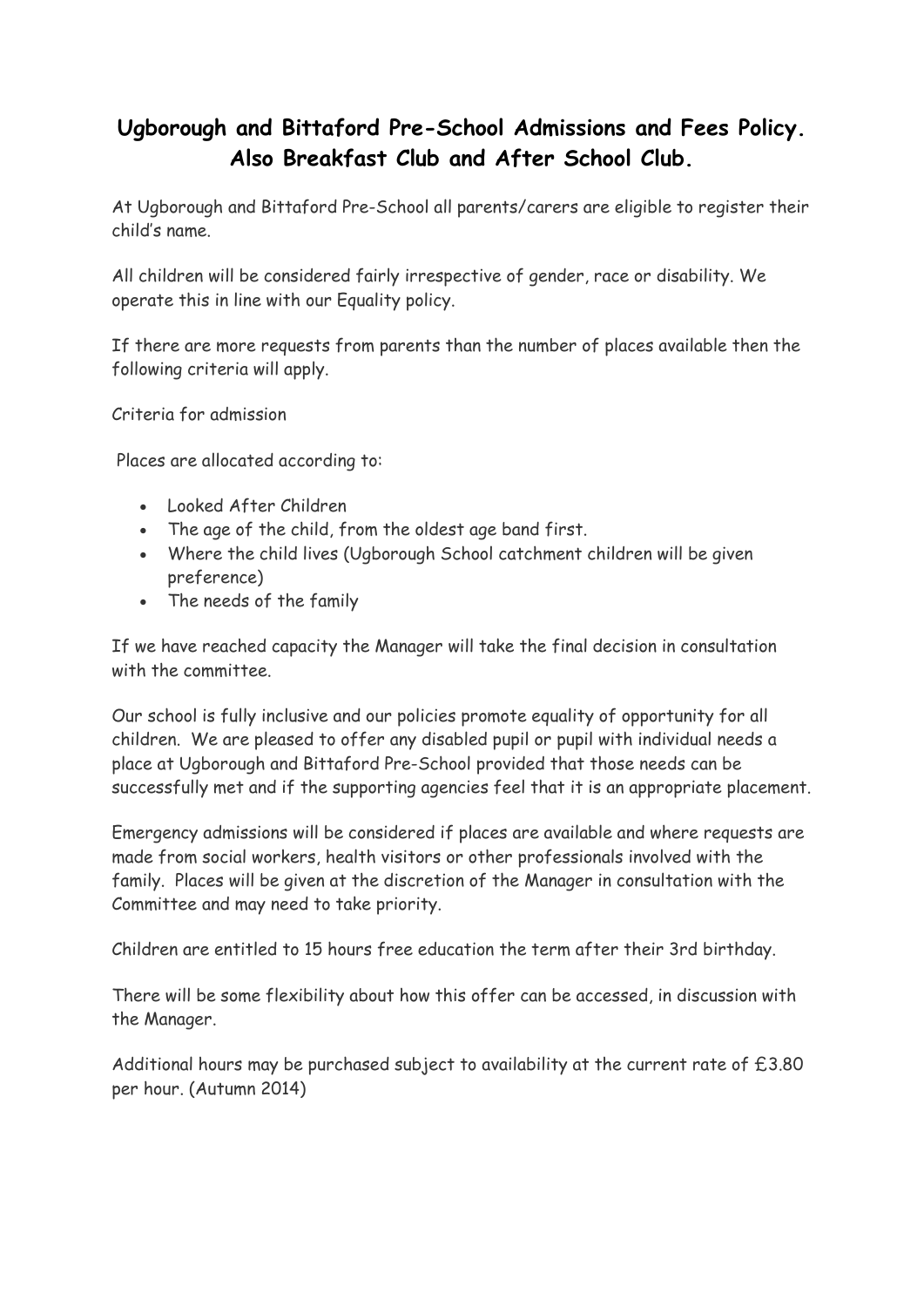# Ugborough and Bittaford Pre-School Admissions and Fees Policy. Also Breakfast Club and After School Club.

At Ugborough and Bittaford Pre-School all parents/carers are eligible to register their child's name.

All children will be considered fairly irrespective of gender, race or disability. We operate this in line with our Equality policy.

If there are more requests from parents than the number of places available then the following criteria will apply.

Criteria for admission

Places are allocated according to:

- Looked After Children
- The age of the child, from the oldest age band first.
- Where the child lives (Ugborough School catchment children will be given preference)
- The needs of the family

If we have reached capacity the Manager will take the final decision in consultation with the committee.

Our school is fully inclusive and our policies promote equality of opportunity for all children. We are pleased to offer any disabled pupil or pupil with individual needs a place at Ugborough and Bittaford Pre-School provided that those needs can be successfully met and if the supporting agencies feel that it is an appropriate placement.

Emergency admissions will be considered if places are available and where requests are made from social workers, health visitors or other professionals involved with the family. Places will be given at the discretion of the Manager in consultation with the Committee and may need to take priority.

Children are entitled to 15 hours free education the term after their 3rd birthday.

There will be some flexibility about how this offer can be accessed, in discussion with the Manager.

Additional hours may be purchased subject to availability at the current rate of £3.80 per hour. (Autumn 2014)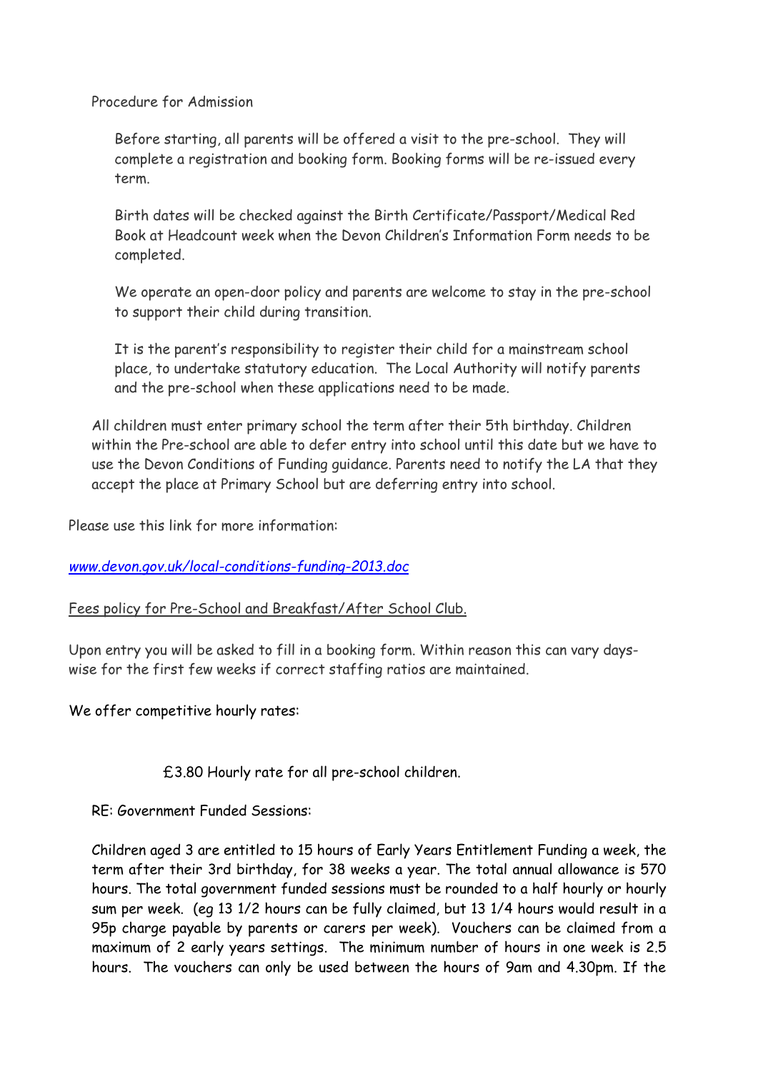Procedure for Admission

Before starting, all parents will be offered a visit to the pre-school. They will complete a registration and booking form. Booking forms will be re-issued every term.

Birth dates will be checked against the Birth Certificate/Passport/Medical Red Book at Headcount week when the Devon Children's Information Form needs to be completed.

We operate an open-door policy and parents are welcome to stay in the pre-school to support their child during transition.

It is the parent's responsibility to register their child for a mainstream school place, to undertake statutory education. The Local Authority will notify parents and the pre-school when these applications need to be made.

All children must enter primary school the term after their 5th birthday. Children within the Pre-school are able to defer entry into school until this date but we have to use the Devon Conditions of Funding guidance. Parents need to notify the LA that they accept the place at Primary School but are deferring entry into school.

Please use this link for more information:

*www.devon.gov.uk/local-conditions-funding-2013.doc*

Fees policy for Pre-School and Breakfast/After School Club.

Upon entry you will be asked to fill in a booking form. Within reason this can vary days-wise for the first few weeks if correct staffing ratios are maintained.

We offer competitive hourly rates:

£3.80 Hourly rate for all pre-school children.

RE: Government Funded Sessions:

Children aged 3 are entitled to 15 hours of Early Years Entitlement Funding a week, the term after their 3rd birthday, for 38 weeks a year. The total annual allowance is 570 hours. The total government funded sessions must be rounded to a half hourly or hourly sum per week. (eg 13 1/2 hours can be fully claimed, but 13 1/4 hours would result in a 95p charge payable by parents or carers per week). Vouchers can be claimed from a maximum of 2 early years settings. The minimum number of hours in one week is 2.5 hours. The vouchers can only be used between the hours of 9am and 4.30pm. If the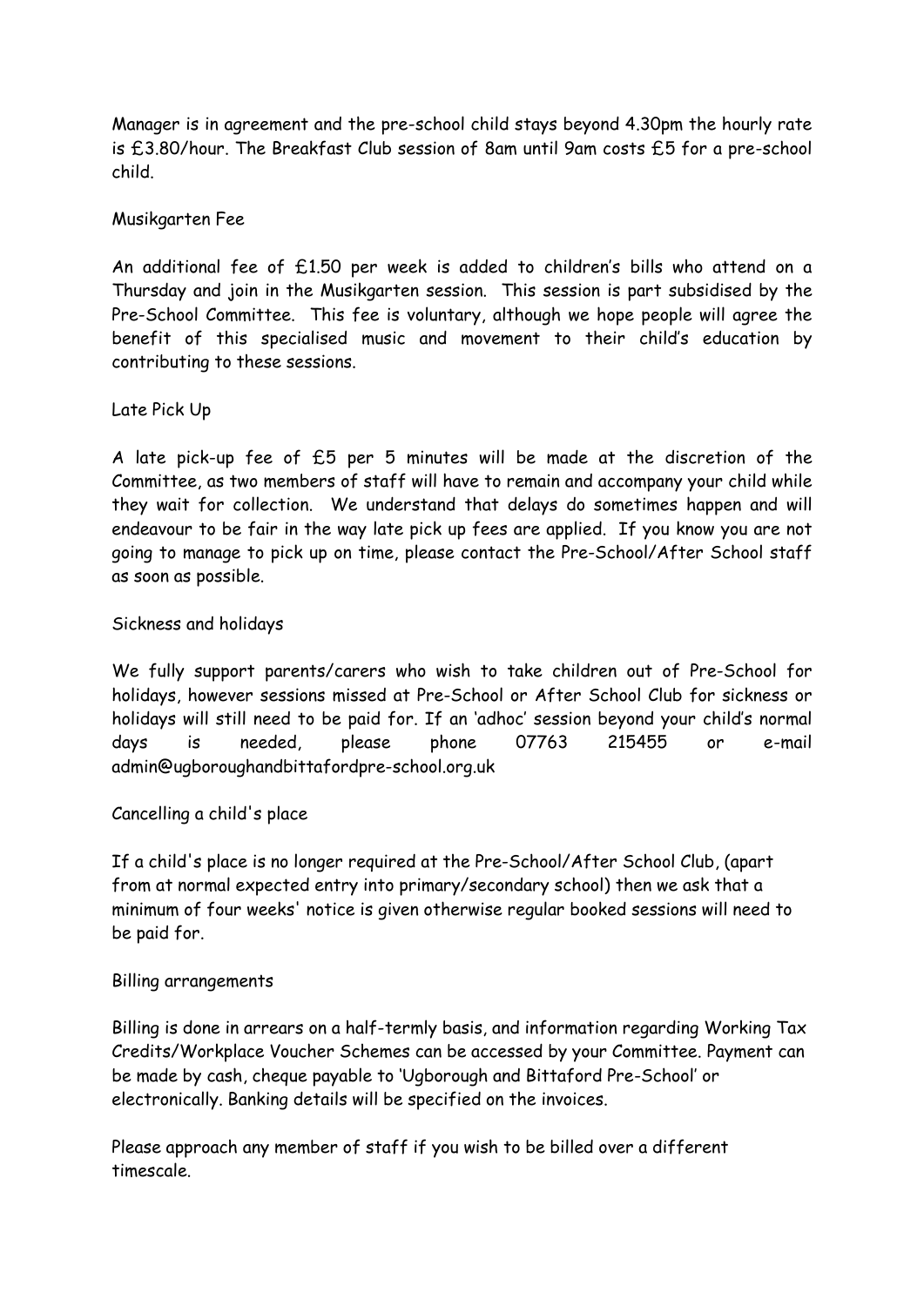Manager is in agreement and the pre-school child stays beyond 4.30pm the hourly rate is £3.80/hour. The Breakfast Club session of 8am until 9am costs £5 for a pre-school child.

## Musikgarten Fee

An additional fee of £1.50 per week is added to children's bills who attend on a Thursday and join in the Musikgarten session. This session is part subsidised by the Pre-School Committee. This fee is voluntary, although we hope people will agree the benefit of this specialised music and movement to their child's education by contributing to these sessions.

## Late Pick Up

A late pick-up fee of £5 per 5 minutes will be made at the discretion of the Committee, as two members of staff will have to remain and accompany your child while they wait for collection. We understand that delays do sometimes happen and will endeavour to be fair in the way late pick up fees are applied. If you know you are not going to manage to pick up on time, please contact the Pre-School/After School staff as soon as possible.

## Sickness and holidays

We fully support parents/carers who wish to take children out of Pre-School for holidays, however sessions missed at Pre-School or After School Club for sickness or holidays will still need to be paid for. If an 'adhoc' session beyond your child's normal days is needed, please phone 07763 215455 or e-mail admin@ugboroughandbittafordpre-school.org.uk

## Cancelling a child's place

If a child's place is no longer required at the Pre-School/After School Club, (apart from at normal expected entry into primary/secondary school) then we ask that a minimum of four weeks' notice is given otherwise regular booked sessions will need to be paid for.

## Billing arrangements

Billing is done in arrears on a half-termly basis, and information regarding Working Tax Credits/Workplace Voucher Schemes can be accessed by your Committee. Payment can be made by cash, cheque payable to 'Ugborough and Bittaford Pre-School' or electronically. Banking details will be specified on the invoices.

Please approach any member of staff if you wish to be billed over a different timescale.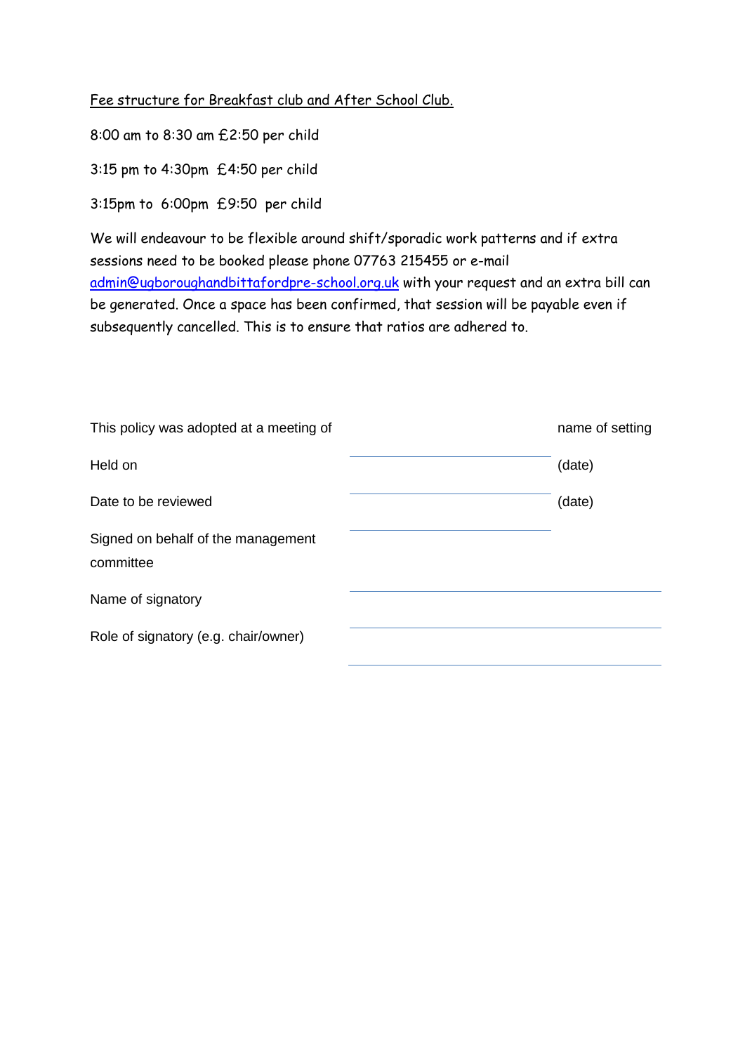<u>Fee structure for Breakfast club and After School Club.</u>

8:00 am to 8:30 am £2:50 per child

3:15 pm to 4:30pm £4:50 per child

3:15pm to 6:00pm £9:50 per child

We will endeavour to be flexible around shift/sporadic work patterns and if extra sessions need to be booked please phone 07763 215455 or e-mail admin@ugboroughandbittafordpre-school.org.uk with your request and an extra bill can be generated. Once a space has been confirmed, that session will be payable even if subsequently cancelled. This is to ensure that ratios are adhered to.

| | | |
|---|---|---|
| This policy was adopted at a meeting of | ____________________ | name of setting |
| Held on | ____________________ | (date) |
| Date to be reviewed | ____________________ | (date) |
| Signed on behalf of the management committee | ____________________ | |
| Name of signatory | ____________________ | |
| Role of signatory (e.g. chair/owner) | ____________________ | |